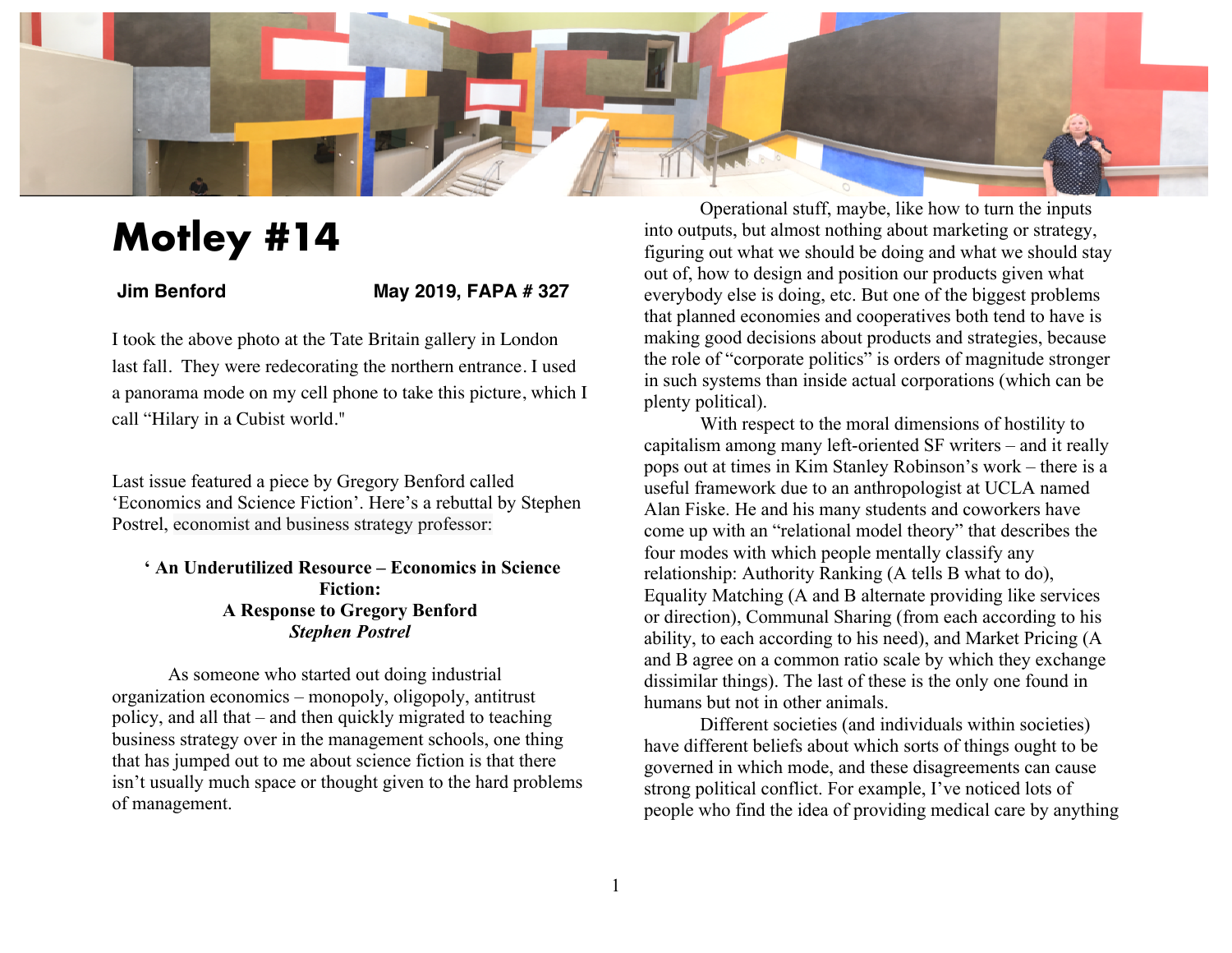# Motley #14

**Jim Benford** **May 2019, FAPA # 327**

I took the above photo at the Tate Britain gallery in London last fall. They were redecorating the northern entrance. I used a panorama mode on my cell phone to take this picture, which I call "Hilary in a Cubist world."

Last issue featured a piece by Gregory Benford called 'Economics and Science Fiction'. Here's a rebuttal by Stephen Postrel, economist and business strategy professor:

**' An Underutilized Resource – Economics in Science Fiction:**
**A Response to Gregory Benford**
***Stephen Postrel***

As someone who started out doing industrial organization economics – monopoly, oligopoly, antitrust policy, and all that – and then quickly migrated to teaching business strategy over in the management schools, one thing that has jumped out to me about science fiction is that there isn't usually much space or thought given to the hard problems of management.

Operational stuff, maybe, like how to turn the inputs into outputs, but almost nothing about marketing or strategy, figuring out what we should be doing and what we should stay out of, how to design and position our products given what everybody else is doing, etc. But one of the biggest problems that planned economies and cooperatives both tend to have is making good decisions about products and strategies, because the role of "corporate politics" is orders of magnitude stronger in such systems than inside actual corporations (which can be plenty political).

With respect to the moral dimensions of hostility to capitalism among many left-oriented SF writers – and it really pops out at times in Kim Stanley Robinson's work – there is a useful framework due to an anthropologist at UCLA named Alan Fiske. He and his many students and coworkers have come up with an "relational model theory" that describes the four modes with which people mentally classify any relationship: Authority Ranking (A tells B what to do), Equality Matching (A and B alternate providing like services or direction), Communal Sharing (from each according to his ability, to each according to his need), and Market Pricing (A and B agree on a common ratio scale by which they exchange dissimilar things). The last of these is the only one found in humans but not in other animals.

Different societies (and individuals within societies) have different beliefs about which sorts of things ought to be governed in which mode, and these disagreements can cause strong political conflict. For example, I've noticed lots of people who find the idea of providing medical care by anything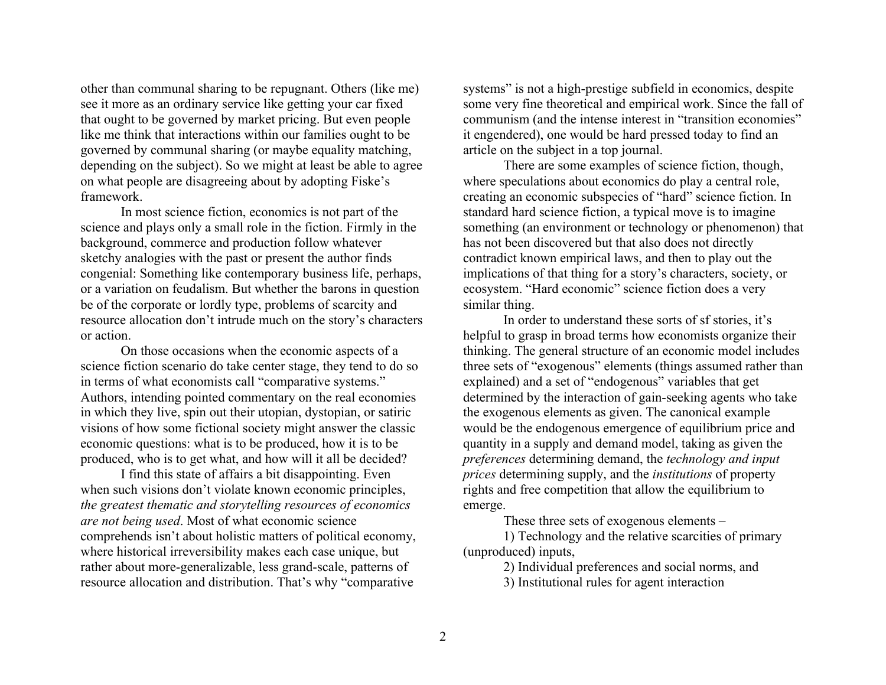other than communal sharing to be repugnant. Others (like me) see it more as an ordinary service like getting your car fixed that ought to be governed by market pricing. But even people like me think that interactions within our families ought to be governed by communal sharing (or maybe equality matching, depending on the subject). So we might at least be able to agree on what people are disagreeing about by adopting Fiske's framework.

In most science fiction, economics is not part of the science and plays only a small role in the fiction. Firmly in the background, commerce and production follow whatever sketchy analogies with the past or present the author finds congenial: Something like contemporary business life, perhaps, or a variation on feudalism. But whether the barons in question be of the corporate or lordly type, problems of scarcity and resource allocation don't intrude much on the story's characters or action.

On those occasions when the economic aspects of a science fiction scenario do take center stage, they tend to do so in terms of what economists call "comparative systems." Authors, intending pointed commentary on the real economies in which they live, spin out their utopian, dystopian, or satiric visions of how some fictional society might answer the classic economic questions: what is to be produced, how it is to be produced, who is to get what, and how will it all be decided?

I find this state of affairs a bit disappointing. Even when such visions don't violate known economic principles, *the greatest thematic and storytelling resources of economics are not being used*. Most of what economic science comprehends isn't about holistic matters of political economy, where historical irreversibility makes each case unique, but rather about more-generalizable, less grand-scale, patterns of resource allocation and distribution. That's why "comparative systems" is not a high-prestige subfield in economics, despite some very fine theoretical and empirical work. Since the fall of communism (and the intense interest in "transition economies" it engendered), one would be hard pressed today to find an article on the subject in a top journal.

There are some examples of science fiction, though, where speculations about economics do play a central role, creating an economic subspecies of "hard" science fiction. In standard hard science fiction, a typical move is to imagine something (an environment or technology or phenomenon) that has not been discovered but that also does not directly contradict known empirical laws, and then to play out the implications of that thing for a story's characters, society, or ecosystem. "Hard economic" science fiction does a very similar thing.

In order to understand these sorts of sf stories, it's helpful to grasp in broad terms how economists organize their thinking. The general structure of an economic model includes three sets of "exogenous" elements (things assumed rather than explained) and a set of "endogenous" variables that get determined by the interaction of gain-seeking agents who take the exogenous elements as given. The canonical example would be the endogenous emergence of equilibrium price and quantity in a supply and demand model, taking as given the *preferences* determining demand, the *technology and input prices* determining supply, and the *institutions* of property rights and free competition that allow the equilibrium to emerge.

These three sets of exogenous elements –

1) Technology and the relative scarcities of primary (unproduced) inputs,

2) Individual preferences and social norms, and

3) Institutional rules for agent interaction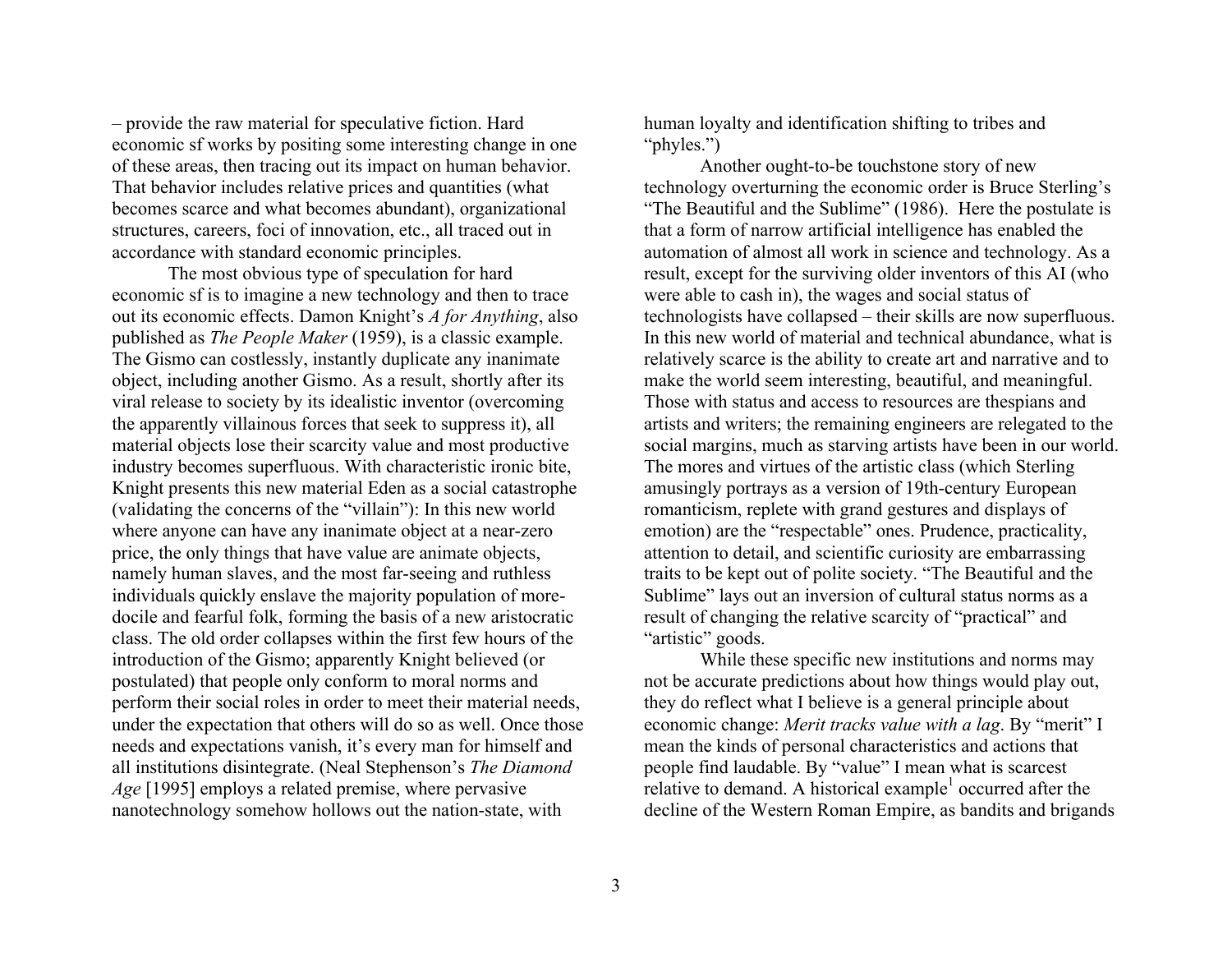– provide the raw material for speculative fiction. Hard economic sf works by positing some interesting change in one of these areas, then tracing out its impact on human behavior. That behavior includes relative prices and quantities (what becomes scarce and what becomes abundant), organizational structures, careers, foci of innovation, etc., all traced out in accordance with standard economic principles.

The most obvious type of speculation for hard economic sf is to imagine a new technology and then to trace out its economic effects. Damon Knight's *A for Anything*, also published as *The People Maker* (1959), is a classic example. The Gismo can costlessly, instantly duplicate any inanimate object, including another Gismo. As a result, shortly after its viral release to society by its idealistic inventor (overcoming the apparently villainous forces that seek to suppress it), all material objects lose their scarcity value and most productive industry becomes superfluous. With characteristic ironic bite, Knight presents this new material Eden as a social catastrophe (validating the concerns of the "villain"): In this new world where anyone can have any inanimate object at a near-zero price, the only things that have value are animate objects, namely human slaves, and the most far-seeing and ruthless individuals quickly enslave the majority population of more-docile and fearful folk, forming the basis of a new aristocratic class. The old order collapses within the first few hours of the introduction of the Gismo; apparently Knight believed (or postulated) that people only conform to moral norms and perform their social roles in order to meet their material needs, under the expectation that others will do so as well. Once those needs and expectations vanish, it's every man for himself and all institutions disintegrate. (Neal Stephenson's *The Diamond Age* [1995] employs a related premise, where pervasive nanotechnology somehow hollows out the nation-state, with human loyalty and identification shifting to tribes and "phyles.")

Another ought-to-be touchstone story of new technology overturning the economic order is Bruce Sterling's "The Beautiful and the Sublime" (1986). Here the postulate is that a form of narrow artificial intelligence has enabled the automation of almost all work in science and technology. As a result, except for the surviving older inventors of this AI (who were able to cash in), the wages and social status of technologists have collapsed – their skills are now superfluous. In this new world of material and technical abundance, what is relatively scarce is the ability to create art and narrative and to make the world seem interesting, beautiful, and meaningful. Those with status and access to resources are thespians and artists and writers; the remaining engineers are relegated to the social margins, much as starving artists have been in our world. The mores and virtues of the artistic class (which Sterling amusingly portrays as a version of 19th-century European romanticism, replete with grand gestures and displays of emotion) are the "respectable" ones. Prudence, practicality, attention to detail, and scientific curiosity are embarrassing traits to be kept out of polite society. "The Beautiful and the Sublime" lays out an inversion of cultural status norms as a result of changing the relative scarcity of "practical" and "artistic" goods.

While these specific new institutions and norms may not be accurate predictions about how things would play out, they do reflect what I believe is a general principle about economic change: *Merit tracks value with a lag*. By "merit" I mean the kinds of personal characteristics and actions that people find laudable. By "value" I mean what is scarcest relative to demand. A historical example[1] occurred after the decline of the Western Roman Empire, as bandits and brigands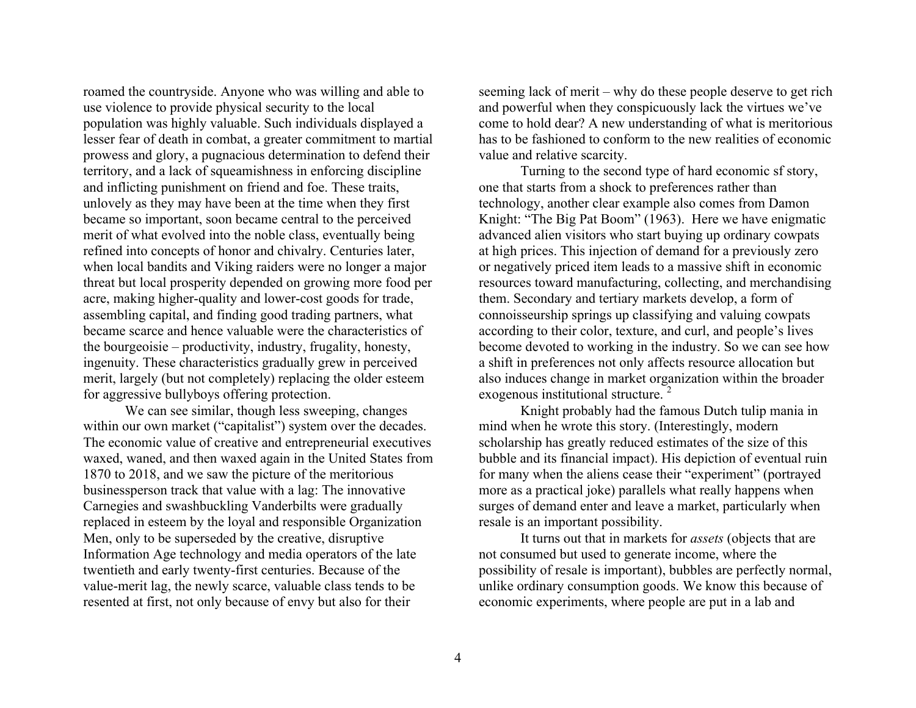roamed the countryside. Anyone who was willing and able to use violence to provide physical security to the local population was highly valuable. Such individuals displayed a lesser fear of death in combat, a greater commitment to martial prowess and glory, a pugnacious determination to defend their territory, and a lack of squeamishness in enforcing discipline and inflicting punishment on friend and foe. These traits, unlovely as they may have been at the time when they first became so important, soon became central to the perceived merit of what evolved into the noble class, eventually being refined into concepts of honor and chivalry. Centuries later, when local bandits and Viking raiders were no longer a major threat but local prosperity depended on growing more food per acre, making higher-quality and lower-cost goods for trade, assembling capital, and finding good trading partners, what became scarce and hence valuable were the characteristics of the bourgeoisie – productivity, industry, frugality, honesty, ingenuity. These characteristics gradually grew in perceived merit, largely (but not completely) replacing the older esteem for aggressive bullyboys offering protection.

We can see similar, though less sweeping, changes within our own market ("capitalist") system over the decades. The economic value of creative and entrepreneurial executives waxed, waned, and then waxed again in the United States from 1870 to 2018, and we saw the picture of the meritorious businessperson track that value with a lag: The innovative Carnegies and swashbuckling Vanderbilts were gradually replaced in esteem by the loyal and responsible Organization Men, only to be superseded by the creative, disruptive Information Age technology and media operators of the late twentieth and early twenty-first centuries. Because of the value-merit lag, the newly scarce, valuable class tends to be resented at first, not only because of envy but also for their seeming lack of merit – why do these people deserve to get rich and powerful when they conspicuously lack the virtues we've come to hold dear? A new understanding of what is meritorious has to be fashioned to conform to the new realities of economic value and relative scarcity.

Turning to the second type of hard economic sf story, one that starts from a shock to preferences rather than technology, another clear example also comes from Damon Knight: "The Big Pat Boom" (1963). Here we have enigmatic advanced alien visitors who start buying up ordinary cowpats at high prices. This injection of demand for a previously zero or negatively priced item leads to a massive shift in economic resources toward manufacturing, collecting, and merchandising them. Secondary and tertiary markets develop, a form of connoisseurship springs up classifying and valuing cowpats according to their color, texture, and curl, and people's lives become devoted to working in the industry. So we can see how a shift in preferences not only affects resource allocation but also induces change in market organization within the broader exogenous institutional structure. [2]

Knight probably had the famous Dutch tulip mania in mind when he wrote this story. (Interestingly, modern scholarship has greatly reduced estimates of the size of this bubble and its financial impact). His depiction of eventual ruin for many when the aliens cease their "experiment" (portrayed more as a practical joke) parallels what really happens when surges of demand enter and leave a market, particularly when resale is an important possibility.

It turns out that in markets for *assets* (objects that are not consumed but used to generate income, where the possibility of resale is important), bubbles are perfectly normal, unlike ordinary consumption goods. We know this because of economic experiments, where people are put in a lab and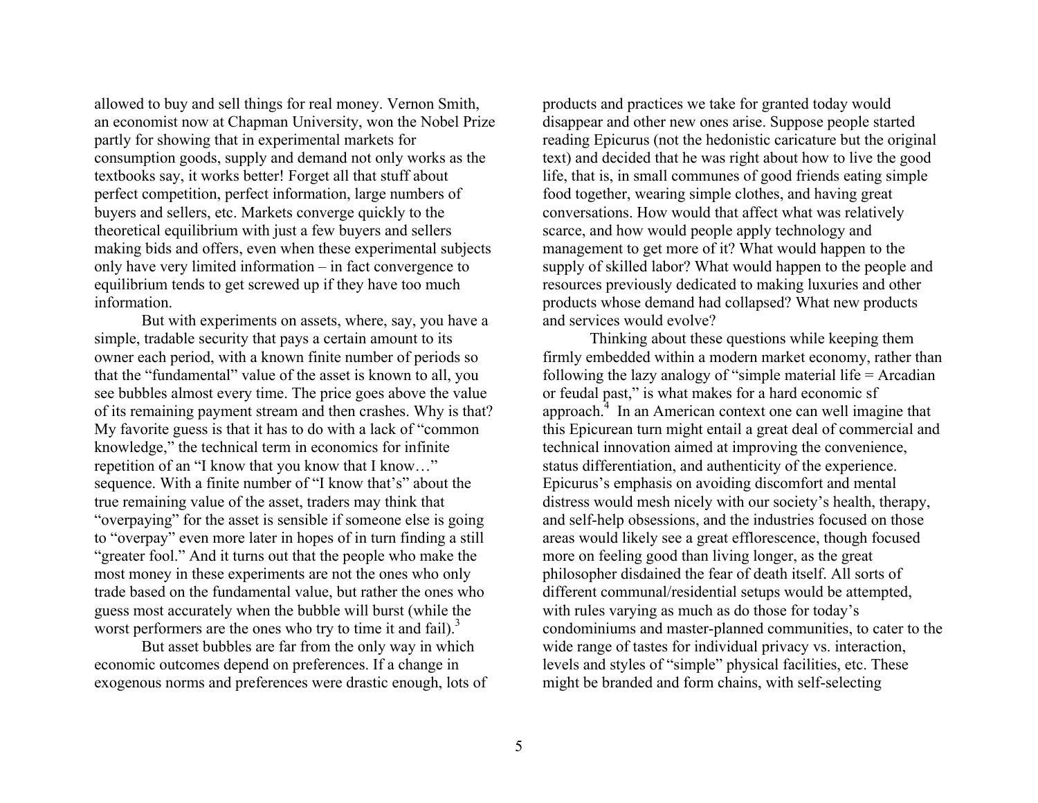allowed to buy and sell things for real money. Vernon Smith, an economist now at Chapman University, won the Nobel Prize partly for showing that in experimental markets for consumption goods, supply and demand not only works as the textbooks say, it works better! Forget all that stuff about perfect competition, perfect information, large numbers of buyers and sellers, etc. Markets converge quickly to the theoretical equilibrium with just a few buyers and sellers making bids and offers, even when these experimental subjects only have very limited information – in fact convergence to equilibrium tends to get screwed up if they have too much information.

But with experiments on assets, where, say, you have a simple, tradable security that pays a certain amount to its owner each period, with a known finite number of periods so that the "fundamental" value of the asset is known to all, you see bubbles almost every time. The price goes above the value of its remaining payment stream and then crashes. Why is that? My favorite guess is that it has to do with a lack of "common knowledge," the technical term in economics for infinite repetition of an "I know that you know that I know…" sequence. With a finite number of "I know that's" about the true remaining value of the asset, traders may think that "overpaying" for the asset is sensible if someone else is going to "overpay" even more later in hopes of in turn finding a still "greater fool." And it turns out that the people who make the most money in these experiments are not the ones who only trade based on the fundamental value, but rather the ones who guess most accurately when the bubble will burst (while the worst performers are the ones who try to time it and fail).[3]

But asset bubbles are far from the only way in which economic outcomes depend on preferences. If a change in exogenous norms and preferences were drastic enough, lots of products and practices we take for granted today would disappear and other new ones arise. Suppose people started reading Epicurus (not the hedonistic caricature but the original text) and decided that he was right about how to live the good life, that is, in small communes of good friends eating simple food together, wearing simple clothes, and having great conversations. How would that affect what was relatively scarce, and how would people apply technology and management to get more of it? What would happen to the supply of skilled labor? What would happen to the people and resources previously dedicated to making luxuries and other products whose demand had collapsed? What new products and services would evolve?

Thinking about these questions while keeping them firmly embedded within a modern market economy, rather than following the lazy analogy of "simple material life = Arcadian or feudal past," is what makes for a hard economic sf approach.[4] In an American context one can well imagine that this Epicurean turn might entail a great deal of commercial and technical innovation aimed at improving the convenience, status differentiation, and authenticity of the experience. Epicurus's emphasis on avoiding discomfort and mental distress would mesh nicely with our society's health, therapy, and self-help obsessions, and the industries focused on those areas would likely see a great efflorescence, though focused more on feeling good than living longer, as the great philosopher disdained the fear of death itself. All sorts of different communal/residential setups would be attempted, with rules varying as much as do those for today's condominiums and master-planned communities, to cater to the wide range of tastes for individual privacy vs. interaction, levels and styles of "simple" physical facilities, etc. These might be branded and form chains, with self-selecting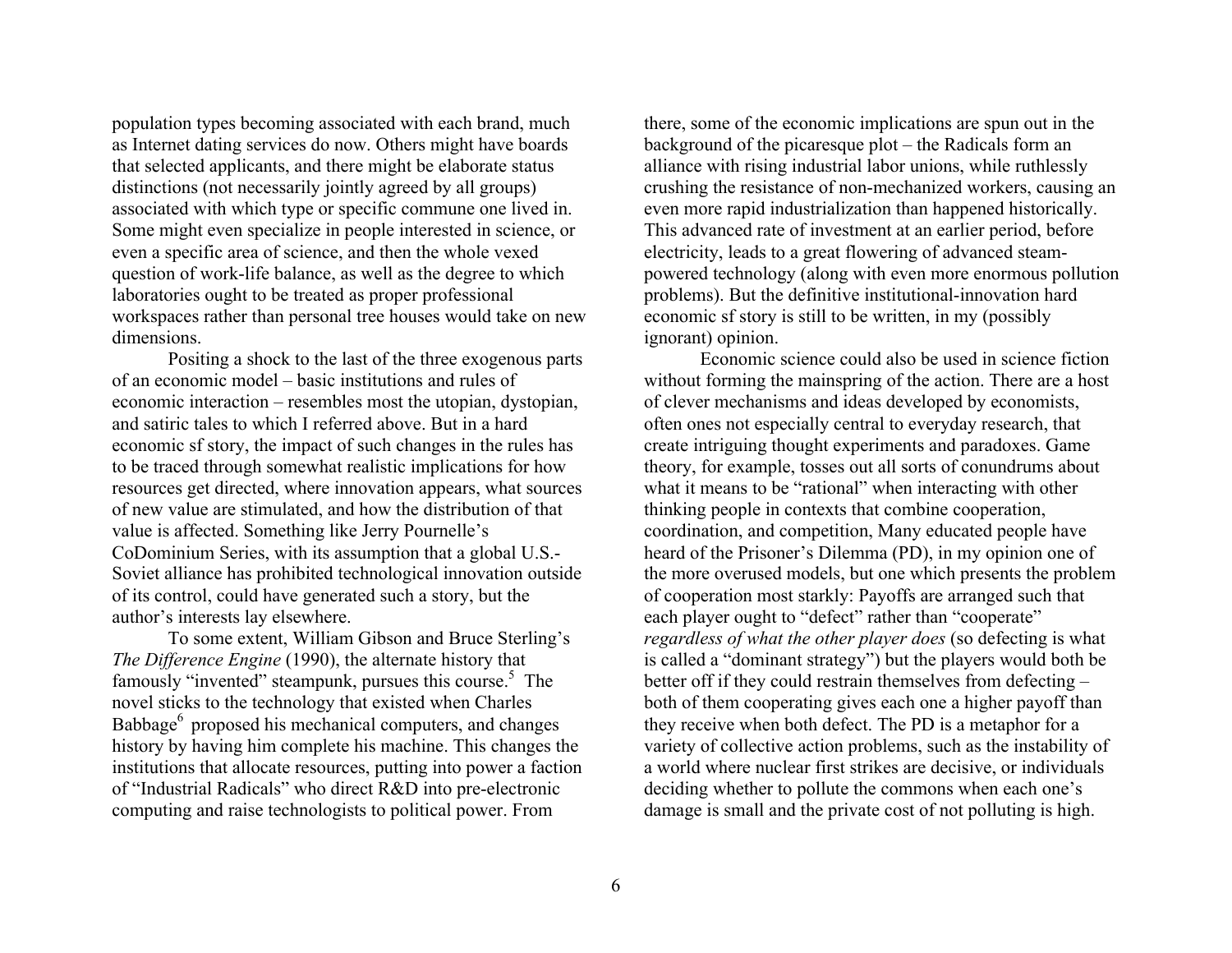population types becoming associated with each brand, much as Internet dating services do now. Others might have boards that selected applicants, and there might be elaborate status distinctions (not necessarily jointly agreed by all groups) associated with which type or specific commune one lived in. Some might even specialize in people interested in science, or even a specific area of science, and then the whole vexed question of work-life balance, as well as the degree to which laboratories ought to be treated as proper professional workspaces rather than personal tree houses would take on new dimensions.

Positing a shock to the last of the three exogenous parts of an economic model – basic institutions and rules of economic interaction – resembles most the utopian, dystopian, and satiric tales to which I referred above. But in a hard economic sf story, the impact of such changes in the rules has to be traced through somewhat realistic implications for how resources get directed, where innovation appears, what sources of new value are stimulated, and how the distribution of that value is affected. Something like Jerry Pournelle's CoDominium Series, with its assumption that a global U.S.-Soviet alliance has prohibited technological innovation outside of its control, could have generated such a story, but the author's interests lay elsewhere.

To some extent, William Gibson and Bruce Sterling's *The Difference Engine* (1990), the alternate history that famously "invented" steampunk, pursues this course.[5] The novel sticks to the technology that existed when Charles Babbage[6] proposed his mechanical computers, and changes history by having him complete his machine. This changes the institutions that allocate resources, putting into power a faction of "Industrial Radicals" who direct R&D into pre-electronic computing and raise technologists to political power. From there, some of the economic implications are spun out in the background of the picaresque plot – the Radicals form an alliance with rising industrial labor unions, while ruthlessly crushing the resistance of non-mechanized workers, causing an even more rapid industrialization than happened historically. This advanced rate of investment at an earlier period, before electricity, leads to a great flowering of advanced steam-powered technology (along with even more enormous pollution problems). But the definitive institutional-innovation hard economic sf story is still to be written, in my (possibly ignorant) opinion.

Economic science could also be used in science fiction without forming the mainspring of the action. There are a host of clever mechanisms and ideas developed by economists, often ones not especially central to everyday research, that create intriguing thought experiments and paradoxes. Game theory, for example, tosses out all sorts of conundrums about what it means to be "rational" when interacting with other thinking people in contexts that combine cooperation, coordination, and competition, Many educated people have heard of the Prisoner's Dilemma (PD), in my opinion one of the more overused models, but one which presents the problem of cooperation most starkly: Payoffs are arranged such that each player ought to "defect" rather than "cooperate" *regardless of what the other player does* (so defecting is what is called a "dominant strategy") but the players would both be better off if they could restrain themselves from defecting – both of them cooperating gives each one a higher payoff than they receive when both defect. The PD is a metaphor for a variety of collective action problems, such as the instability of a world where nuclear first strikes are decisive, or individuals deciding whether to pollute the commons when each one's damage is small and the private cost of not polluting is high.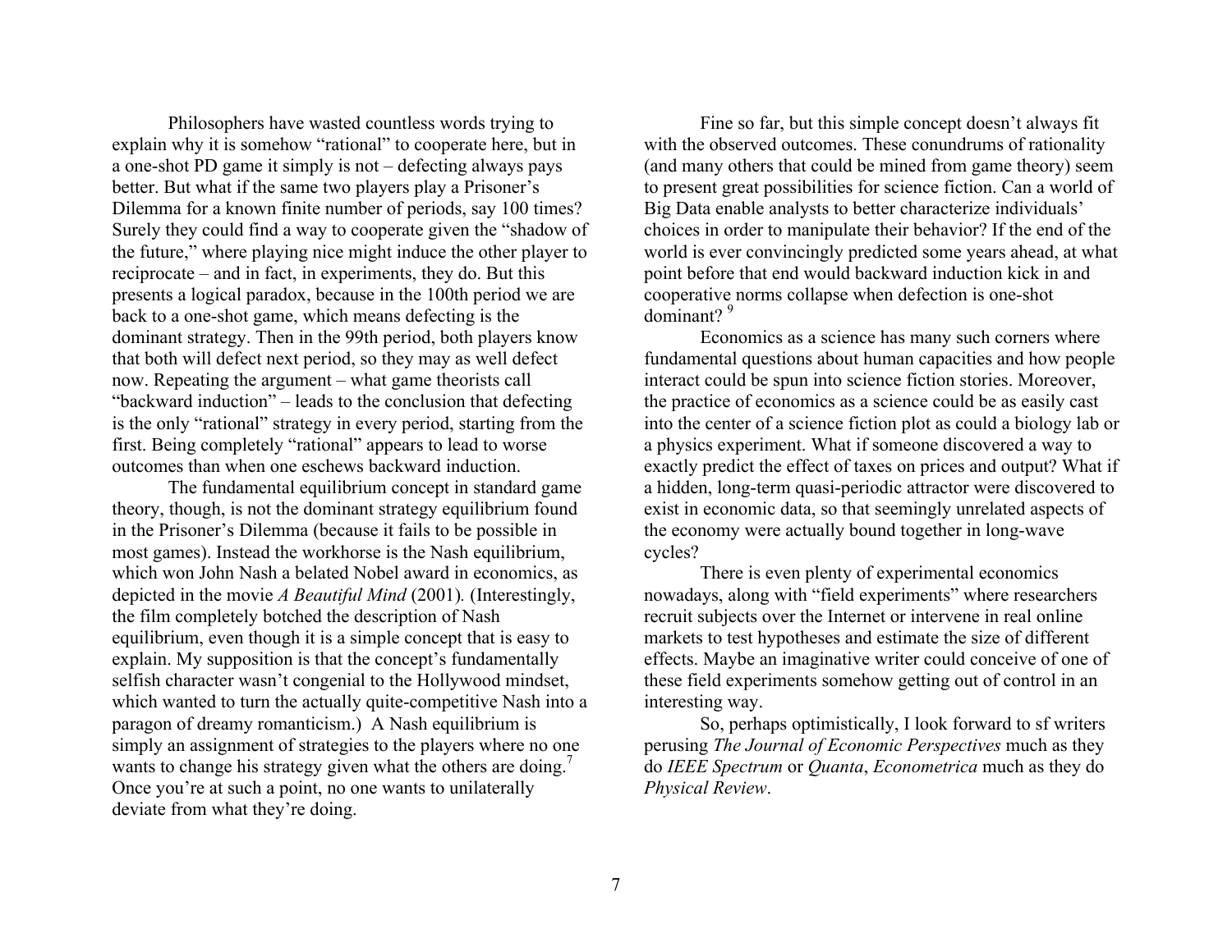Philosophers have wasted countless words trying to explain why it is somehow "rational" to cooperate here, but in a one-shot PD game it simply is not – defecting always pays better. But what if the same two players play a Prisoner's Dilemma for a known finite number of periods, say 100 times? Surely they could find a way to cooperate given the "shadow of the future," where playing nice might induce the other player to reciprocate – and in fact, in experiments, they do. But this presents a logical paradox, because in the 100th period we are back to a one-shot game, which means defecting is the dominant strategy. Then in the 99th period, both players know that both will defect next period, so they may as well defect now. Repeating the argument – what game theorists call "backward induction" – leads to the conclusion that defecting is the only "rational" strategy in every period, starting from the first. Being completely "rational" appears to lead to worse outcomes than when one eschews backward induction.

The fundamental equilibrium concept in standard game theory, though, is not the dominant strategy equilibrium found in the Prisoner's Dilemma (because it fails to be possible in most games). Instead the workhorse is the Nash equilibrium, which won John Nash a belated Nobel award in economics, as depicted in the movie *A Beautiful Mind* (2001). (Interestingly, the film completely botched the description of Nash equilibrium, even though it is a simple concept that is easy to explain. My supposition is that the concept's fundamentally selfish character wasn't congenial to the Hollywood mindset, which wanted to turn the actually quite-competitive Nash into a paragon of dreamy romanticism.) A Nash equilibrium is simply an assignment of strategies to the players where no one wants to change his strategy given what the others are doing.[7] Once you're at such a point, no one wants to unilaterally deviate from what they're doing.

Fine so far, but this simple concept doesn't always fit with the observed outcomes. These conundrums of rationality (and many others that could be mined from game theory) seem to present great possibilities for science fiction. Can a world of Big Data enable analysts to better characterize individuals' choices in order to manipulate their behavior? If the end of the world is ever convincingly predicted some years ahead, at what point before that end would backward induction kick in and cooperative norms collapse when defection is one-shot dominant? [9]

Economics as a science has many such corners where fundamental questions about human capacities and how people interact could be spun into science fiction stories. Moreover, the practice of economics as a science could be as easily cast into the center of a science fiction plot as could a biology lab or a physics experiment. What if someone discovered a way to exactly predict the effect of taxes on prices and output? What if a hidden, long-term quasi-periodic attractor were discovered to exist in economic data, so that seemingly unrelated aspects of the economy were actually bound together in long-wave cycles?

There is even plenty of experimental economics nowadays, along with "field experiments" where researchers recruit subjects over the Internet or intervene in real online markets to test hypotheses and estimate the size of different effects. Maybe an imaginative writer could conceive of one of these field experiments somehow getting out of control in an interesting way.

So, perhaps optimistically, I look forward to sf writers perusing *The Journal of Economic Perspectives* much as they do *IEEE Spectrum* or *Quanta*, *Econometrica* much as they do *Physical Review*.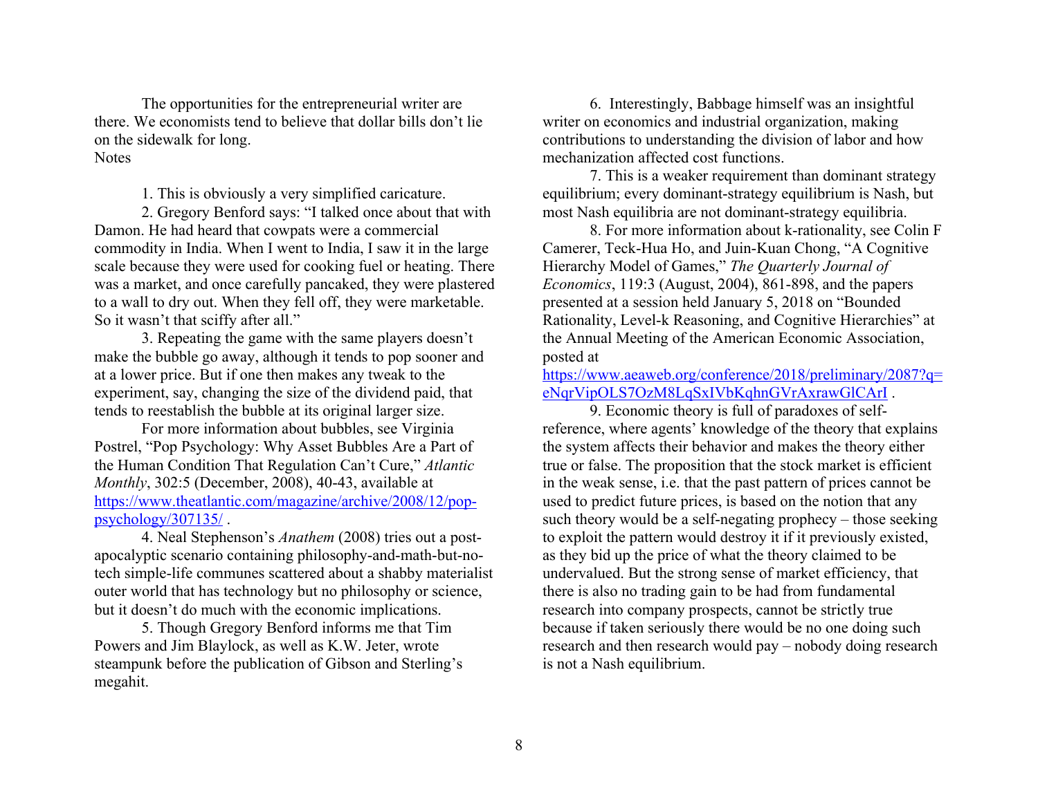The opportunities for the entrepreneurial writer are there. We economists tend to believe that dollar bills don't lie on the sidewalk for long.

## Notes

1. This is obviously a very simplified caricature.

2. Gregory Benford says: "I talked once about that with Damon. He had heard that cowpats were a commercial commodity in India. When I went to India, I saw it in the large scale because they were used for cooking fuel or heating. There was a market, and once carefully pancaked, they were plastered to a wall to dry out. When they fell off, they were marketable. So it wasn't that sciffy after all."

3. Repeating the game with the same players doesn't make the bubble go away, although it tends to pop sooner and at a lower price. But if one then makes any tweak to the experiment, say, changing the size of the dividend paid, that tends to reestablish the bubble at its original larger size.

For more information about bubbles, see Virginia Postrel, "Pop Psychology: Why Asset Bubbles Are a Part of the Human Condition That Regulation Can't Cure," *Atlantic Monthly*, 302:5 (December, 2008), 40-43, available at https://www.theatlantic.com/magazine/archive/2008/12/pop-psychology/307135/ .

4. Neal Stephenson's *Anathem* (2008) tries out a post-apocalyptic scenario containing philosophy-and-math-but-no-tech simple-life communes scattered about a shabby materialist outer world that has technology but no philosophy or science, but it doesn't do much with the economic implications.

5. Though Gregory Benford informs me that Tim Powers and Jim Blaylock, as well as K.W. Jeter, wrote steampunk before the publication of Gibson and Sterling's megahit.

6. Interestingly, Babbage himself was an insightful writer on economics and industrial organization, making contributions to understanding the division of labor and how mechanization affected cost functions.

7. This is a weaker requirement than dominant strategy equilibrium; every dominant-strategy equilibrium is Nash, but most Nash equilibria are not dominant-strategy equilibria.

8. For more information about k-rationality, see Colin F Camerer, Teck-Hua Ho, and Juin-Kuan Chong, "A Cognitive Hierarchy Model of Games," *The Quarterly Journal of Economics*, 119:3 (August, 2004), 861-898, and the papers presented at a session held January 5, 2018 on "Bounded Rationality, Level-k Reasoning, and Cognitive Hierarchies" at the Annual Meeting of the American Economic Association, posted at https://www.aeaweb.org/conference/2018/preliminary/2087?q=eNqrVipOLS7OzM8LqSxIVbKqhnGVrAxrawGlCArI .

9. Economic theory is full of paradoxes of self-reference, where agents' knowledge of the theory that explains the system affects their behavior and makes the theory either true or false. The proposition that the stock market is efficient in the weak sense, i.e. that the past pattern of prices cannot be used to predict future prices, is based on the notion that any such theory would be a self-negating prophecy – those seeking to exploit the pattern would destroy it if it previously existed, as they bid up the price of what the theory claimed to be undervalued. But the strong sense of market efficiency, that there is also no trading gain to be had from fundamental research into company prospects, cannot be strictly true because if taken seriously there would be no one doing such research and then research would pay – nobody doing research is not a Nash equilibrium.